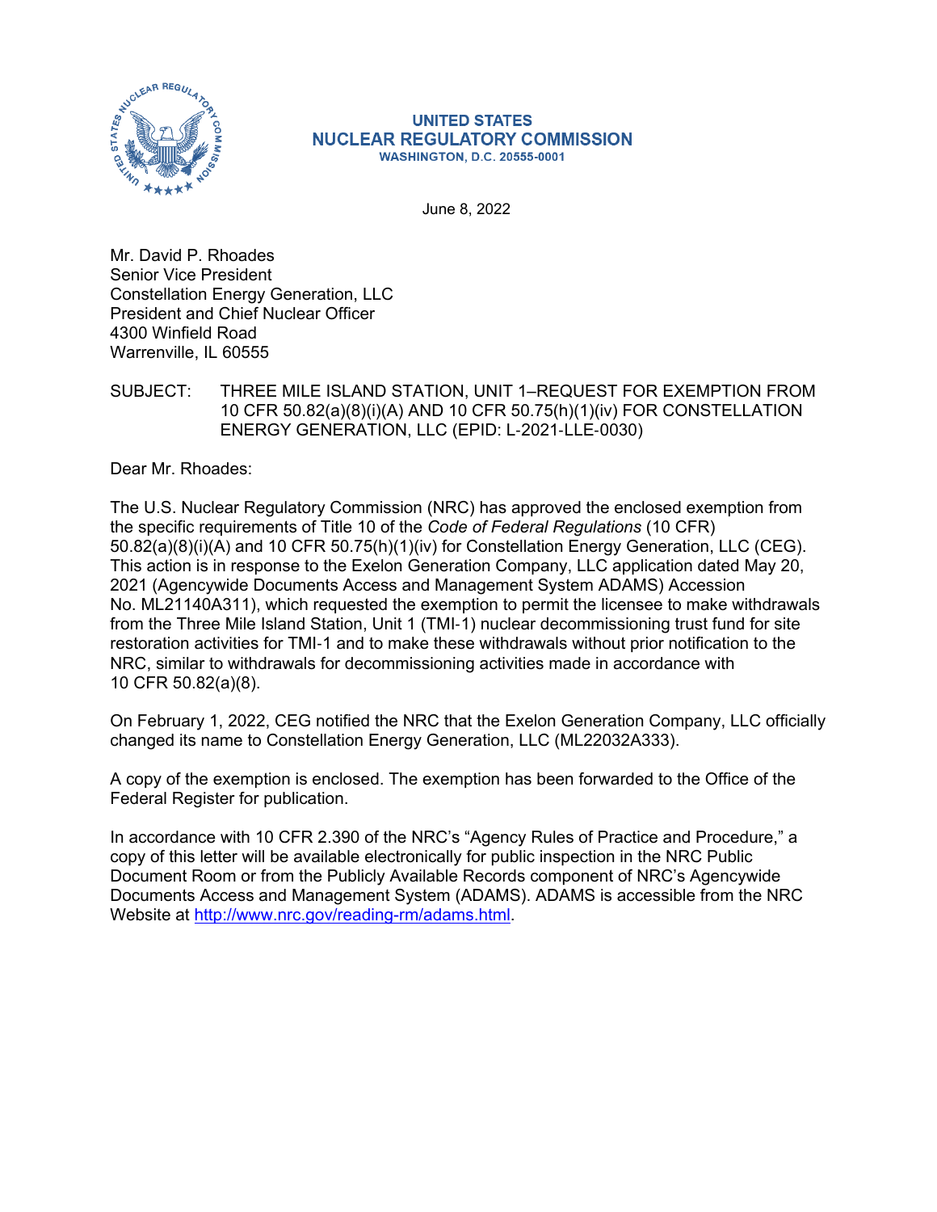UNITED STATES
NUCLEAR REGULATORY COMMISSION
WASHINGTON, D.C. 20555-0001

June 8, 2022

Mr. David P. Rhoades
Senior Vice President
Constellation Energy Generation, LLC
President and Chief Nuclear Officer
4300 Winfield Road
Warrenville, IL 60555

SUBJECT: THREE MILE ISLAND STATION, UNIT 1–REQUEST FOR EXEMPTION FROM 10 CFR 50.82(a)(8)(i)(A) AND 10 CFR 50.75(h)(1)(iv) FOR CONSTELLATION ENERGY GENERATION, LLC (EPID: L-2021-LLE-0030)

Dear Mr. Rhoades:

The U.S. Nuclear Regulatory Commission (NRC) has approved the enclosed exemption from the specific requirements of Title 10 of the *Code of Federal Regulations* (10 CFR) 50.82(a)(8)(i)(A) and 10 CFR 50.75(h)(1)(iv) for Constellation Energy Generation, LLC (CEG). This action is in response to the Exelon Generation Company, LLC application dated May 20, 2021 (Agencywide Documents Access and Management System ADAMS) Accession No. ML21140A311), which requested the exemption to permit the licensee to make withdrawals from the Three Mile Island Station, Unit 1 (TMI-1) nuclear decommissioning trust fund for site restoration activities for TMI-1 and to make these withdrawals without prior notification to the NRC, similar to withdrawals for decommissioning activities made in accordance with 10 CFR 50.82(a)(8).

On February 1, 2022, CEG notified the NRC that the Exelon Generation Company, LLC officially changed its name to Constellation Energy Generation, LLC (ML22032A333).

A copy of the exemption is enclosed. The exemption has been forwarded to the Office of the Federal Register for publication.

In accordance with 10 CFR 2.390 of the NRC's "Agency Rules of Practice and Procedure," a copy of this letter will be available electronically for public inspection in the NRC Public Document Room or from the Publicly Available Records component of NRC's Agencywide Documents Access and Management System (ADAMS). ADAMS is accessible from the NRC Website at http://www.nrc.gov/reading-rm/adams.html.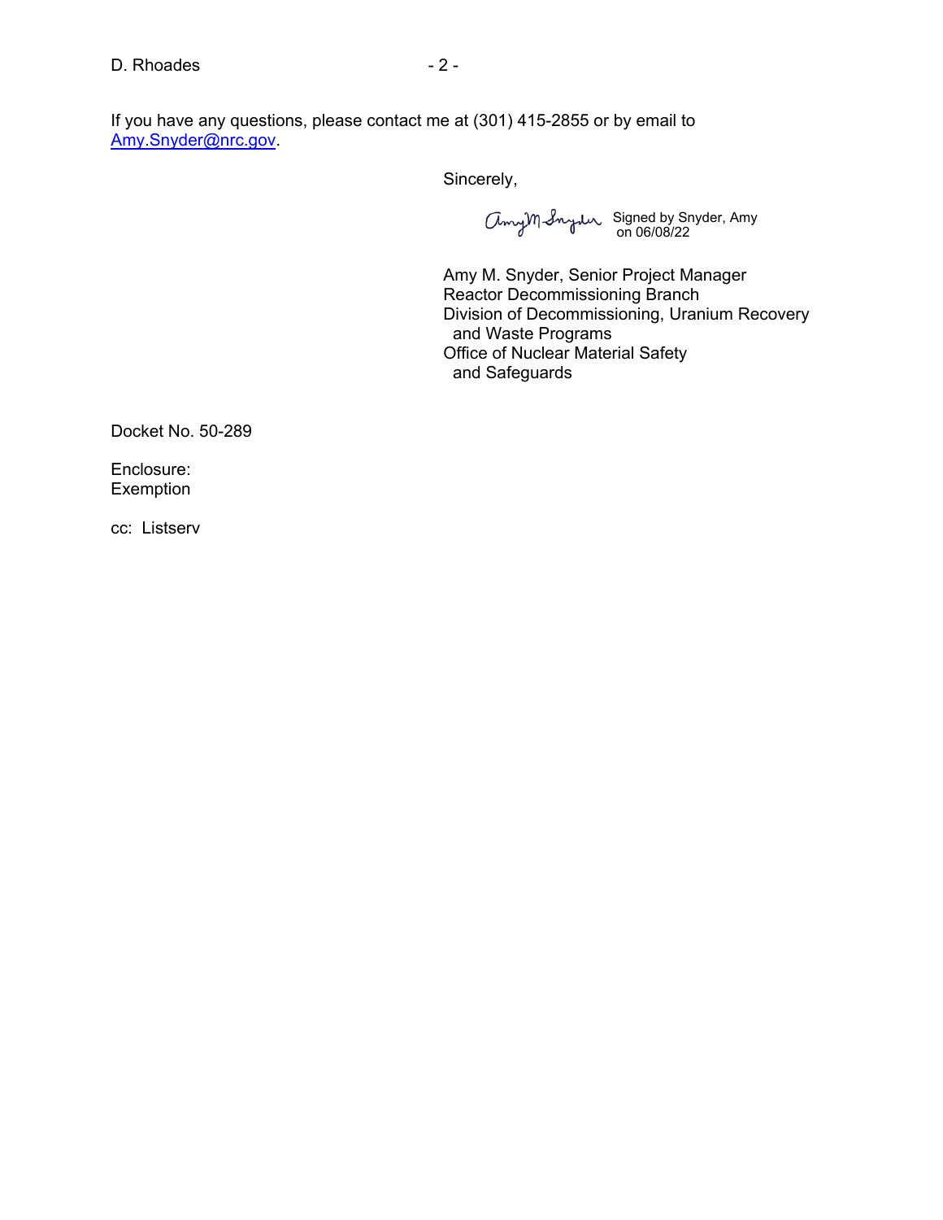If you have any questions, please contact me at (301) 415-2855 or by email to [Amy.Snyder@nrc.gov](mailto:Amy.Snyder@nrc.gov).

Sincerely,

Signed by Snyder, Amy
on 06/08/22

Amy M. Snyder, Senior Project Manager
Reactor Decommissioning Branch
Division of Decommissioning, Uranium Recovery
and Waste Programs
Office of Nuclear Material Safety
and Safeguards

Docket No. 50-289

Enclosure:
Exemption

cc: Listserv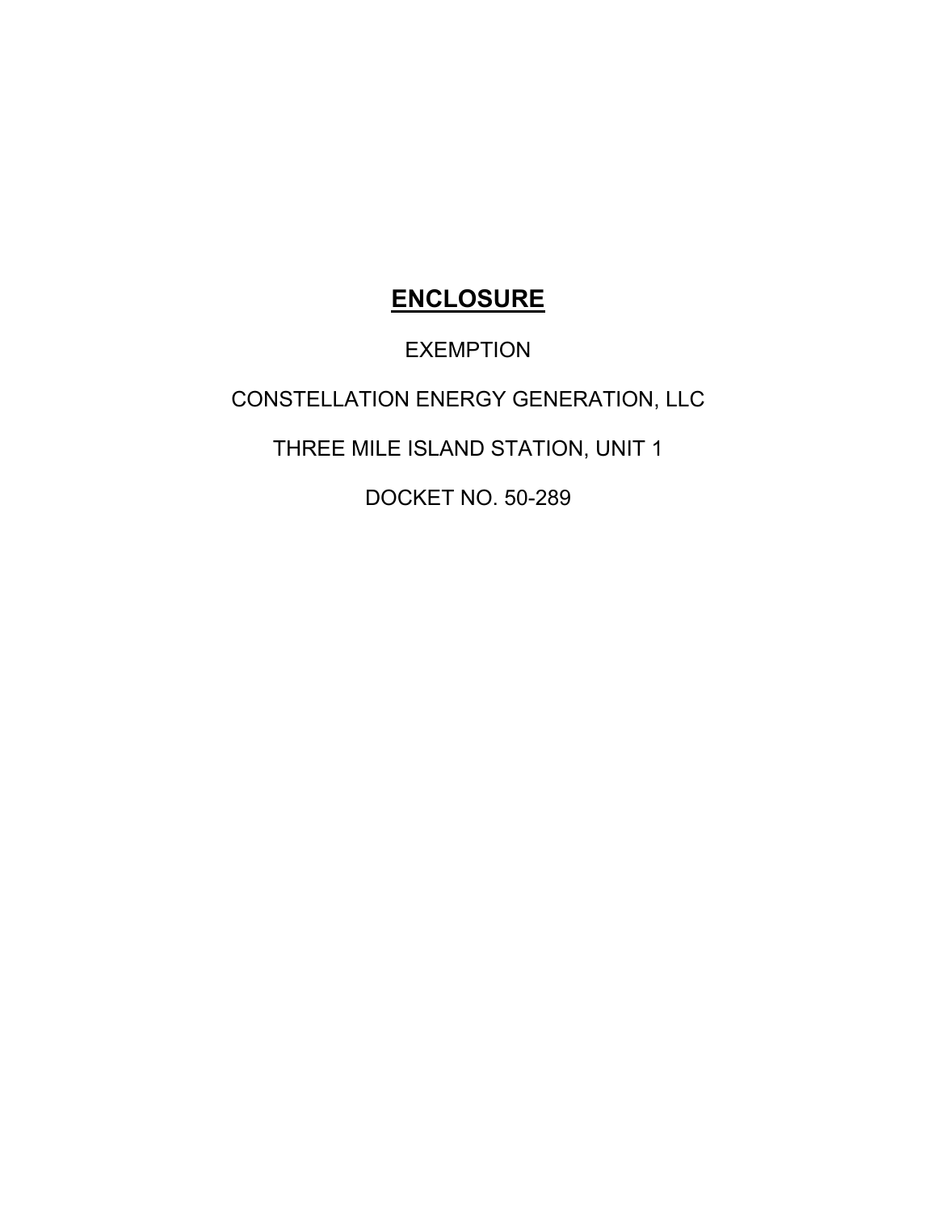# ENCLOSURE

EXEMPTION

CONSTELLATION ENERGY GENERATION, LLC

THREE MILE ISLAND STATION, UNIT 1

DOCKET NO. 50-289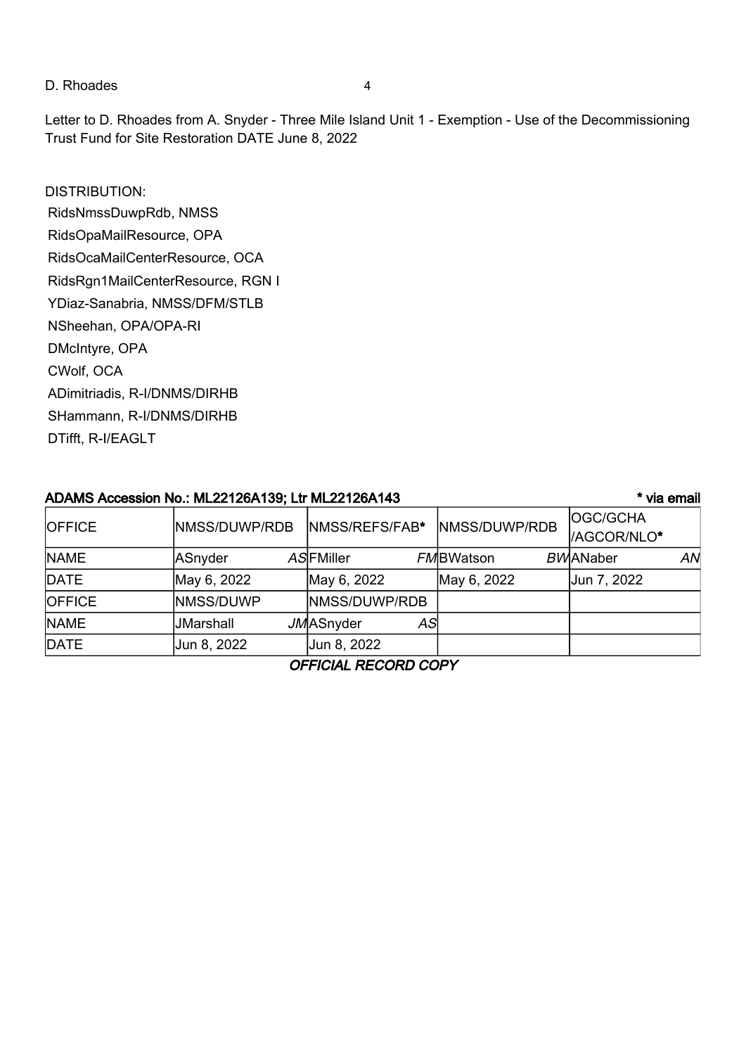Letter to D. Rhoades from A. Snyder - Three Mile Island Unit 1 - Exemption - Use of the Decommissioning Trust Fund for Site Restoration DATE June 8, 2022

DISTRIBUTION:

RidsNmssDuwpRdb, NMSS
RidsOpaMailResource, OPA
RidsOcaMailCenterResource, OCA
RidsRgn1MailCenterResource, RGN I
YDiaz-Sanabria, NMSS/DFM/STLB
NSheehan, OPA/OPA-RI
DMcIntyre, OPA
CWolf, OCA
ADimitriadis, R-I/DNMS/DIRHB
SHammann, R-I/DNMS/DIRHB
DTifft, R-I/EAGLT

**ADAMS Accession No.: ML22126A139; Ltr ML22126A143** **\* via email**

| OFFICE | NMSS/DUWP/RDB | NMSS/REFS/FAB* | NMSS/DUWP/RDB | OGC/GCHA /AGCOR/NLO* |
|---|---|---|---|---|
| NAME | ASnyder *AS* | FMiller *FM* | BWatson *BW* | ANaber *AN* |
| DATE | May 6, 2022 | May 6, 2022 | May 6, 2022 | Jun 7, 2022 |
| OFFICE | NMSS/DUWP | NMSS/DUWP/RDB | | |
| NAME | JMarshall *JM* | ASnyder *AS* | | |
| DATE | Jun 8, 2022 | Jun 8, 2022 | | |

***OFFICIAL RECORD COPY***